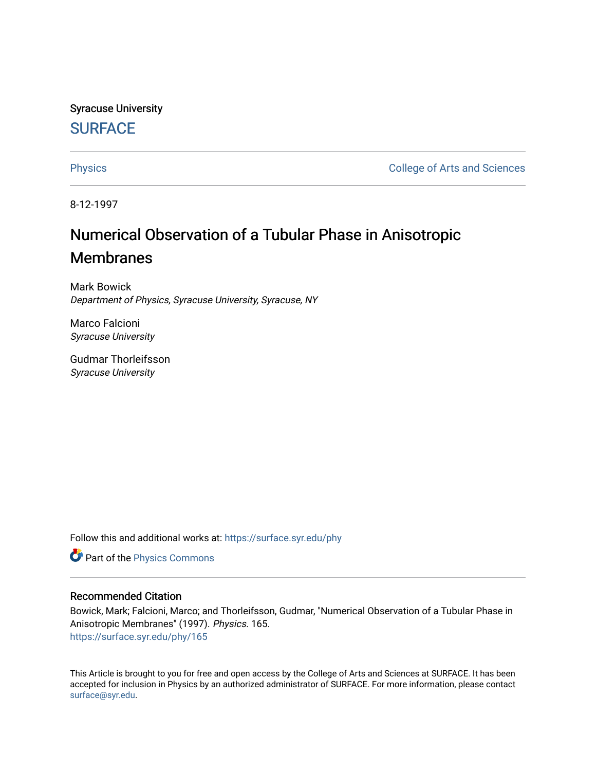Syracuse University

**SURFACE**

Physics | College of Arts and Sciences

8-12-1997

# Numerical Observation of a Tubular Phase in Anisotropic Membranes

Mark Bowick
*Department of Physics, Syracuse University, Syracuse, NY*

Marco Falcioni
*Syracuse University*

Gudmar Thorleifsson
*Syracuse University*

Follow this and additional works at: https://surface.syr.edu/phy

Part of the Physics Commons

## Recommended Citation

Bowick, Mark; Falcioni, Marco; and Thorleifsson, Gudmar, "Numerical Observation of a Tubular Phase in Anisotropic Membranes" (1997). *Physics*. 165.
https://surface.syr.edu/phy/165

This Article is brought to you for free and open access by the College of Arts and Sciences at SURFACE. It has been accepted for inclusion in Physics by an authorized administrator of SURFACE. For more information, please contact surface@syr.edu.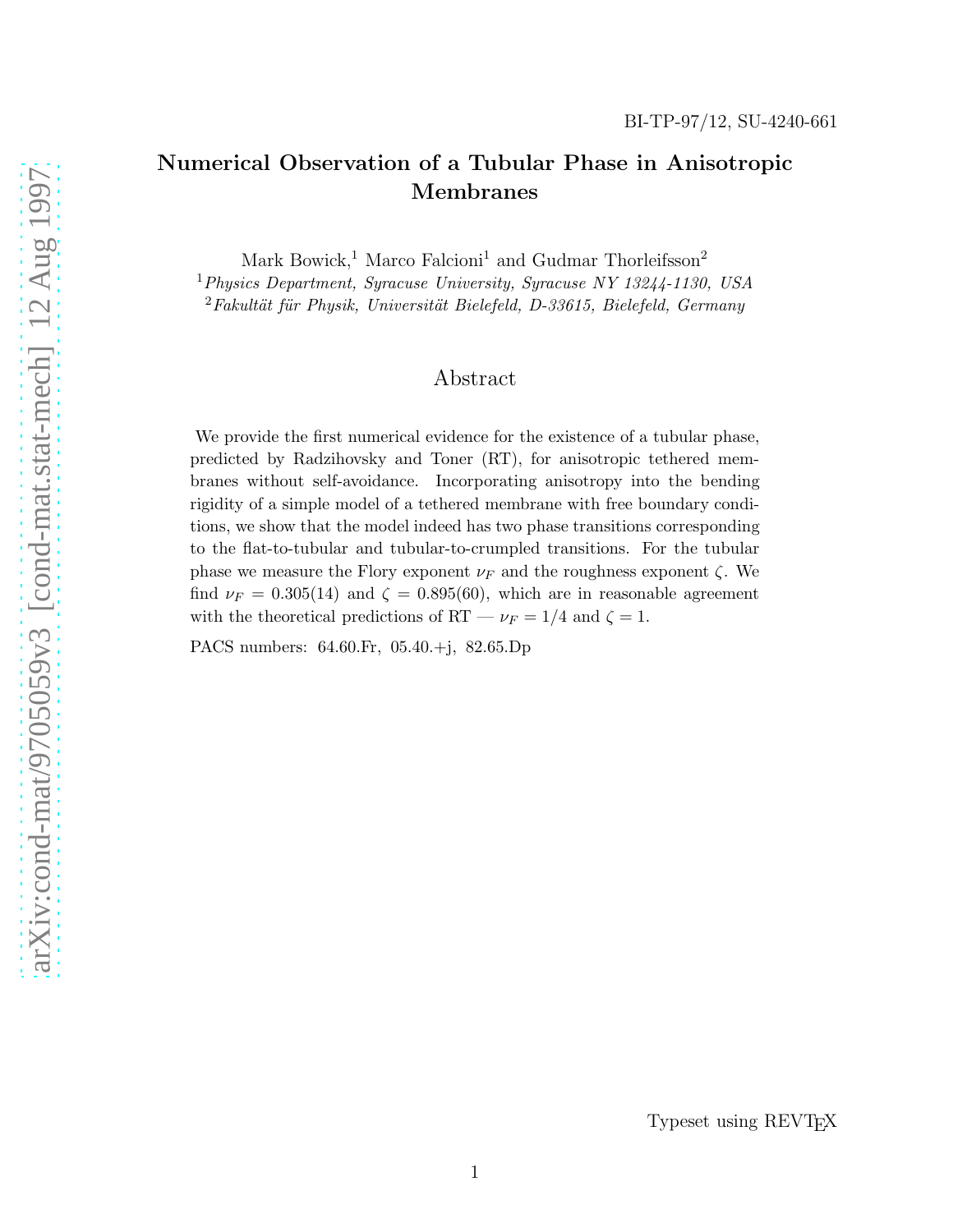BI-TP-97/12, SU-4240-661

# Numerical Observation of a Tubular Phase in Anisotropic Membranes

Mark Bowick,[1] Marco Falcioni[1] and Gudmar Thorleifsson[2]

[1] *Physics Department, Syracuse University, Syracuse NY 13244-1130, USA*

[2] *Fakultät für Physik, Universität Bielefeld, D-33615, Bielefeld, Germany*

## Abstract

We provide the first numerical evidence for the existence of a tubular phase, predicted by Radzihovsky and Toner (RT), for anisotropic tethered membranes without self-avoidance. Incorporating anisotropy into the bending rigidity of a simple model of a tethered membrane with free boundary conditions, we show that the model indeed has two phase transitions corresponding to the flat-to-tubular and tubular-to-crumpled transitions. For the tubular phase we measure the Flory exponent $\nu_F$ and the roughness exponent $\zeta$. We find $\nu_F = 0.305(14)$ and $\zeta = 0.895(60)$, which are in reasonable agreement with the theoretical predictions of RT — $\nu_F = 1/4$ and $\zeta = 1$.

PACS numbers: 64.60.Fr, 05.40.+j, 82.65.Dp

arXiv:cond-mat/9705059v3 [cond-mat.stat-mech] 12 Aug 1997

Typeset using REVTEX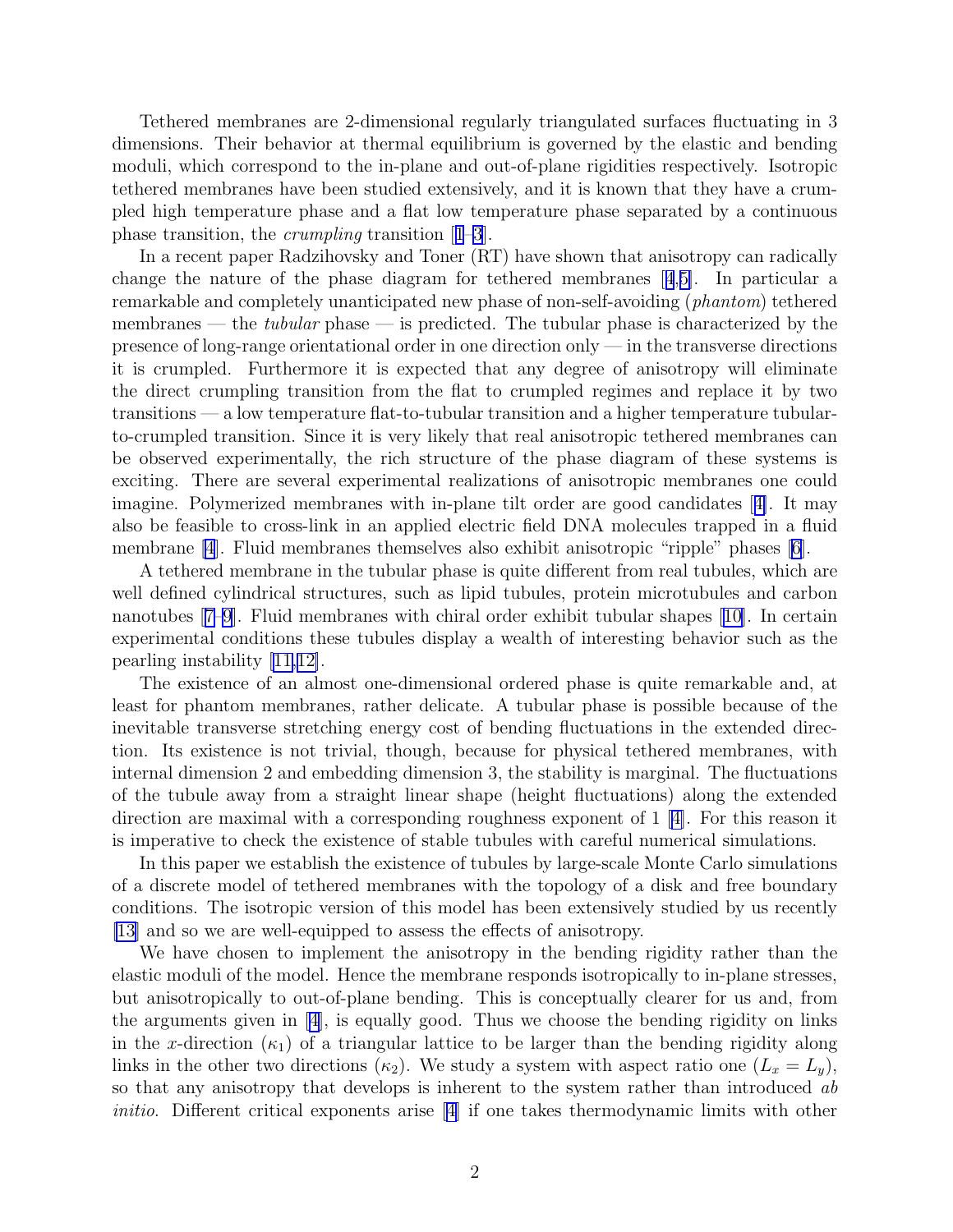Tethered membranes are 2-dimensional regularly triangulated surfaces fluctuating in 3 dimensions. Their behavior at thermal equilibrium is governed by the elastic and bending moduli, which correspond to the in-plane and out-of-plane rigidities respectively. Isotropic tethered membranes have been studied extensively, and it is known that they have a crumpled high temperature phase and a flat low temperature phase separated by a continuous phase transition, the *crumpling* transition [1–3].

In a recent paper Radzihovsky and Toner (RT) have shown that anisotropy can radically change the nature of the phase diagram for tethered membranes [4,5]. In particular a remarkable and completely unanticipated new phase of non-self-avoiding (*phantom*) tethered membranes — the *tubular* phase — is predicted. The tubular phase is characterized by the presence of long-range orientational order in one direction only — in the transverse directions it is crumpled. Furthermore it is expected that any degree of anisotropy will eliminate the direct crumpling transition from the flat to crumpled regimes and replace it by two transitions — a low temperature flat-to-tubular transition and a higher temperature tubular-to-crumpled transition. Since it is very likely that real anisotropic tethered membranes can be observed experimentally, the rich structure of the phase diagram of these systems is exciting. There are several experimental realizations of anisotropic membranes one could imagine. Polymerized membranes with in-plane tilt order are good candidates [4]. It may also be feasible to cross-link in an applied electric field DNA molecules trapped in a fluid membrane [4]. Fluid membranes themselves also exhibit anisotropic "ripple" phases [6].

A tethered membrane in the tubular phase is quite different from real tubules, which are well defined cylindrical structures, such as lipid tubules, protein microtubules and carbon nanotubes [7–9]. Fluid membranes with chiral order exhibit tubular shapes [10]. In certain experimental conditions these tubules display a wealth of interesting behavior such as the pearling instability [11,12].

The existence of an almost one-dimensional ordered phase is quite remarkable and, at least for phantom membranes, rather delicate. A tubular phase is possible because of the inevitable transverse stretching energy cost of bending fluctuations in the extended direction. Its existence is not trivial, though, because for physical tethered membranes, with internal dimension 2 and embedding dimension 3, the stability is marginal. The fluctuations of the tubule away from a straight linear shape (height fluctuations) along the extended direction are maximal with a corresponding roughness exponent of 1 [4]. For this reason it is imperative to check the existence of stable tubules with careful numerical simulations.

In this paper we establish the existence of tubules by large-scale Monte Carlo simulations of a discrete model of tethered membranes with the topology of a disk and free boundary conditions. The isotropic version of this model has been extensively studied by us recently [13] and so we are well-equipped to assess the effects of anisotropy.

We have chosen to implement the anisotropy in the bending rigidity rather than the elastic moduli of the model. Hence the membrane responds isotropically to in-plane stresses, but anisotropically to out-of-plane bending. This is conceptually clearer for us and, from the arguments given in [4], is equally good. Thus we choose the bending rigidity on links in the $x$-direction ($\kappa_1$) of a triangular lattice to be larger than the bending rigidity along links in the other two directions ($\kappa_2$). We study a system with aspect ratio one ($L_x = L_y$), so that any anisotropy that develops is inherent to the system rather than introduced *ab initio*. Different critical exponents arise [4] if one takes thermodynamic limits with other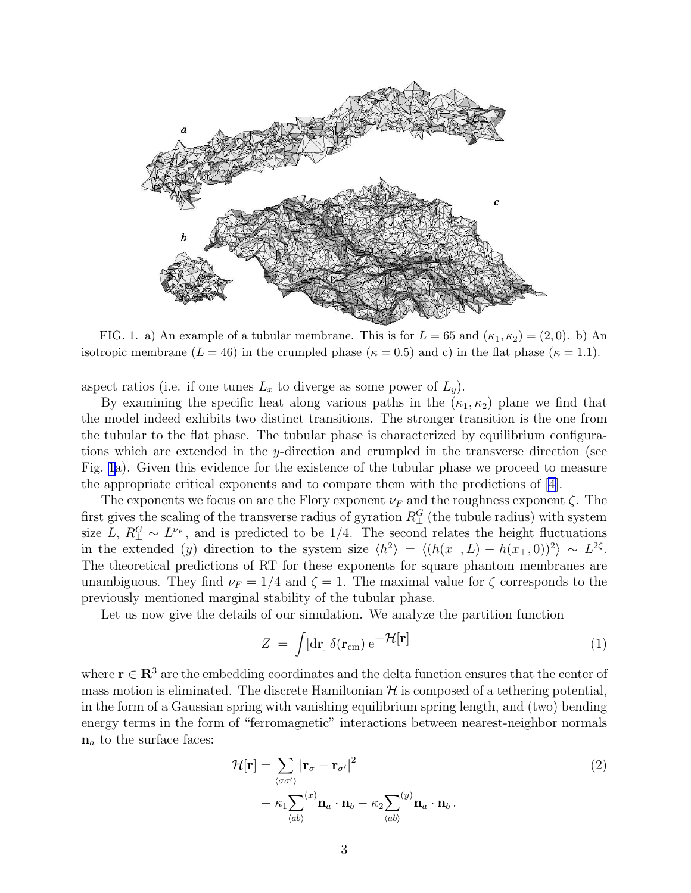FIG. 1. a) An example of a tubular membrane. This is for $L = 65$ and $(\kappa_1, \kappa_2) = (2, 0)$. b) An isotropic membrane ($L = 46$) in the crumpled phase ($\kappa = 0.5$) and c) in the flat phase ($\kappa = 1.1$).

aspect ratios (i.e. if one tunes $L_x$ to diverge as some power of $L_y$).

By examining the specific heat along various paths in the $(\kappa_1, \kappa_2)$ plane we find that the model indeed exhibits two distinct transitions. The stronger transition is the one from the tubular to the flat phase. The tubular phase is characterized by equilibrium configurations which are extended in the $y$-direction and crumpled in the transverse direction (see Fig. 1a). Given this evidence for the existence of the tubular phase we proceed to measure the appropriate critical exponents and to compare them with the predictions of [4].

The exponents we focus on are the Flory exponent $\nu_F$ and the roughness exponent $\zeta$. The first gives the scaling of the transverse radius of gyration $R^G_\perp$ (the tubule radius) with system size $L$, $R^G_\perp \sim L^{\nu_F}$, and is predicted to be $1/4$. The second relates the height fluctuations in the extended ($y$) direction to the system size $\langle h^2 \rangle = \langle (h(x_\perp, L) - h(x_\perp, 0))^2 \rangle \sim L^{2\zeta}$. The theoretical predictions of RT for these exponents for square phantom membranes are unambiguous. They find $\nu_F = 1/4$ and $\zeta = 1$. The maximal value for $\zeta$ corresponds to the previously mentioned marginal stability of the tubular phase.

Let us now give the details of our simulation. We analyze the partition function

$$Z = \int [\mathrm{d}\mathbf{r}] \, \delta(\mathbf{r}_{\mathrm{cm}}) \, \mathrm{e}^{-\mathcal{H}[\mathbf{r}]} \tag{1}$$

where $\mathbf{r} \in \mathbf{R}^3$ are the embedding coordinates and the delta function ensures that the center of mass motion is eliminated. The discrete Hamiltonian $\mathcal{H}$ is composed of a tethering potential, in the form of a Gaussian spring with vanishing equilibrium spring length, and (two) bending energy terms in the form of "ferromagnetic" interactions between nearest-neighbor normals $\mathbf{n}_a$ to the surface faces:

$$\begin{aligned} \mathcal{H}[\mathbf{r}] = & \sum_{\langle \sigma\sigma' \rangle} |\mathbf{r}_\sigma - \mathbf{r}_{\sigma'}|^2 \\ & - \kappa_1 \sum_{\langle ab \rangle}^{(x)} \mathbf{n}_a \cdot \mathbf{n}_b - \kappa_2 \sum_{\langle ab \rangle}^{(y)} \mathbf{n}_a \cdot \mathbf{n}_b \, . \end{aligned} \tag{2}$$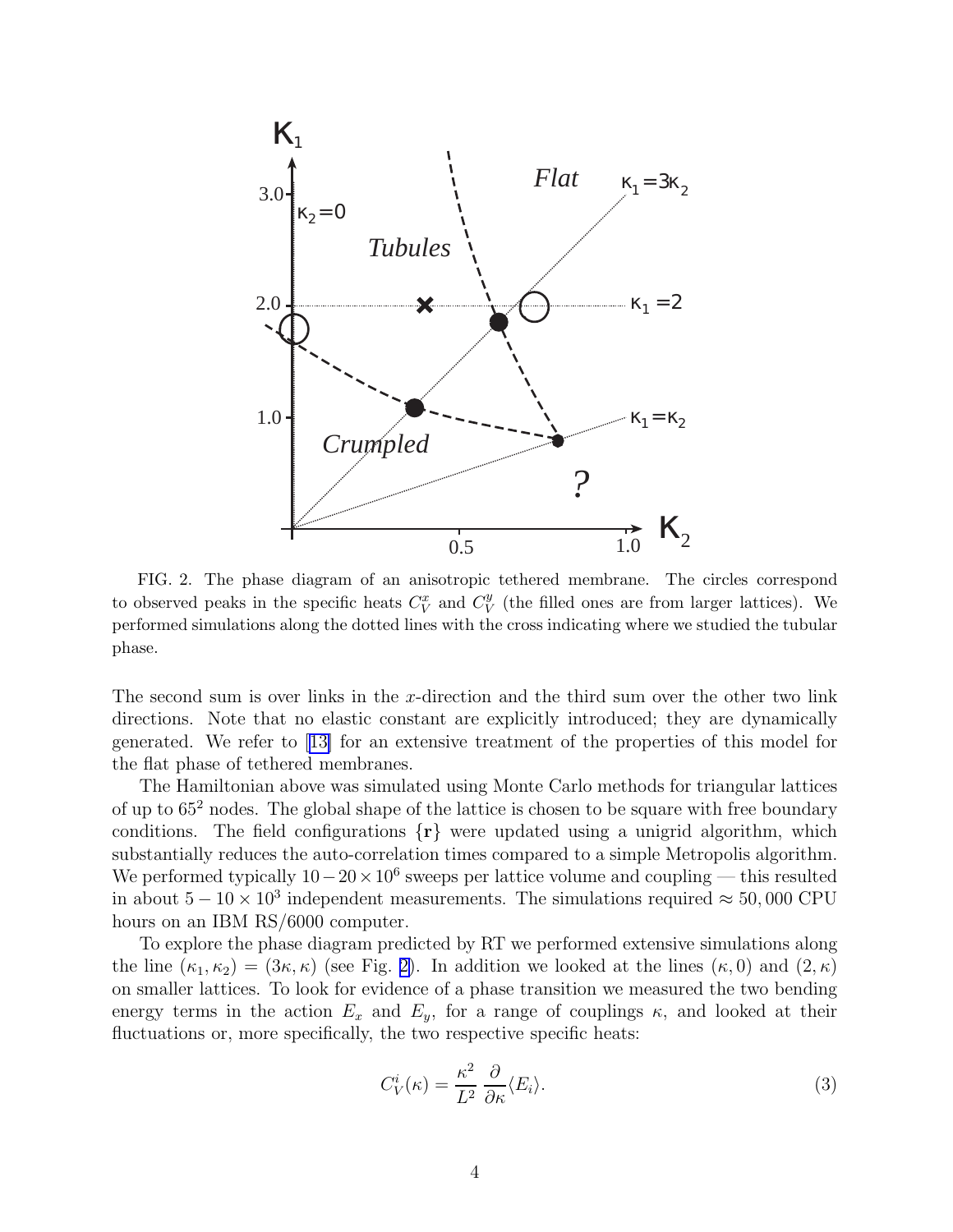FIG. 2. The phase diagram of an anisotropic tethered membrane. The circles correspond to observed peaks in the specific heats $C_V^x$ and $C_V^y$ (the filled ones are from larger lattices). We performed simulations along the dotted lines with the cross indicating where we studied the tubular phase.

The second sum is over links in the $x$-direction and the third sum over the other two link directions. Note that no elastic constant are explicitly introduced; they are dynamically generated. We refer to [13] for an extensive treatment of the properties of this model for the flat phase of tethered membranes.

The Hamiltonian above was simulated using Monte Carlo methods for triangular lattices of up to $65^2$ nodes. The global shape of the lattice is chosen to be square with free boundary conditions. The field configurations $\{\mathbf{r}\}$ were updated using a unigrid algorithm, which substantially reduces the auto-correlation times compared to a simple Metropolis algorithm. We performed typically $10-20\times 10^6$ sweeps per lattice volume and coupling — this resulted in about $5-10\times 10^3$ independent measurements. The simulations required $\approx 50,000$ CPU hours on an IBM RS/6000 computer.

To explore the phase diagram predicted by RT we performed extensive simulations along the line $(\kappa_1, \kappa_2) = (3\kappa, \kappa)$ (see Fig. 2). In addition we looked at the lines $(\kappa, 0)$ and $(2, \kappa)$ on smaller lattices. To look for evidence of a phase transition we measured the two bending energy terms in the action $E_x$ and $E_y$, for a range of couplings $\kappa$, and looked at their fluctuations or, more specifically, the two respective specific heats:

$$C_V^i(\kappa) = \frac{\kappa^2}{L^2}\,\frac{\partial}{\partial \kappa}\langle E_i \rangle. \tag{3}$$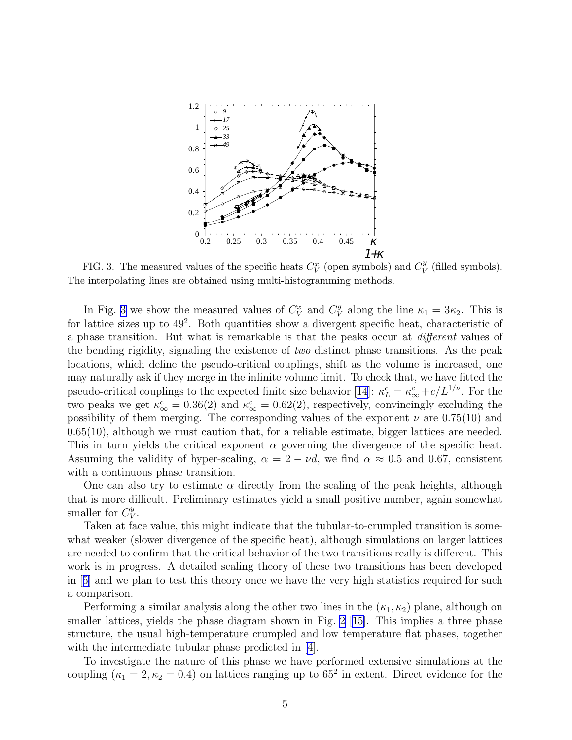FIG. 3. The measured values of the specific heats $C_V^x$ (open symbols) and $C_V^y$ (filled symbols). The interpolating lines are obtained using multi-histogramming methods.

In Fig. 3 we show the measured values of $C_V^x$ and $C_V^y$ along the line $\kappa_1 = 3\kappa_2$. This is for lattice sizes up to $49^2$. Both quantities show a divergent specific heat, characteristic of a phase transition. But what is remarkable is that the peaks occur at *different* values of the bending rigidity, signaling the existence of *two* distinct phase transitions. As the peak locations, which define the pseudo-critical couplings, shift as the volume is increased, one may naturally ask if they merge in the infinite volume limit. To check that, we have fitted the pseudo-critical couplings to the expected finite size behavior [14]: $\kappa_L^c = \kappa_\infty^c + c/L^{1/\nu}$. For the two peaks we get $\kappa_\infty^c = 0.36(2)$ and $\kappa_\infty^c = 0.62(2)$, respectively, convincingly excluding the possibility of them merging. The corresponding values of the exponent $\nu$ are $0.75(10)$ and $0.65(10)$, although we must caution that, for a reliable estimate, bigger lattices are needed. This in turn yields the critical exponent $\alpha$ governing the divergence of the specific heat. Assuming the validity of hyper-scaling, $\alpha = 2 - \nu d$, we find $\alpha \approx 0.5$ and $0.67$, consistent with a continuous phase transition.

One can also try to estimate $\alpha$ directly from the scaling of the peak heights, although that is more difficult. Preliminary estimates yield a small positive number, again somewhat smaller for $C_V^y$.

Taken at face value, this might indicate that the tubular-to-crumpled transition is somewhat weaker (slower divergence of the specific heat), although simulations on larger lattices are needed to confirm that the critical behavior of the two transitions really is different. This work is in progress. A detailed scaling theory of these two transitions has been developed in [5] and we plan to test this theory once we have the very high statistics required for such a comparison.

Performing a similar analysis along the other two lines in the $(\kappa_1, \kappa_2)$ plane, although on smaller lattices, yields the phase diagram shown in Fig. 2 [15]. This implies a three phase structure, the usual high-temperature crumpled and low temperature flat phases, together with the intermediate tubular phase predicted in [4].

To investigate the nature of this phase we have performed extensive simulations at the coupling $(\kappa_1 = 2, \kappa_2 = 0.4)$ on lattices ranging up to $65^2$ in extent. Direct evidence for the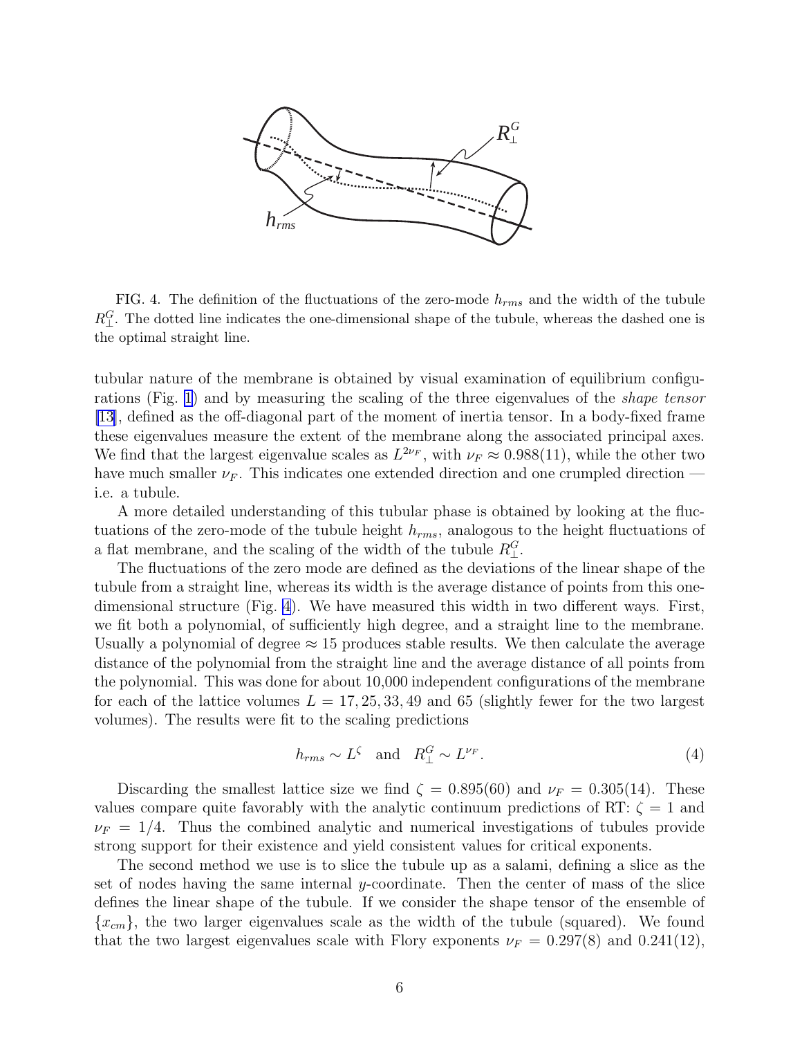FIG. 4. The definition of the fluctuations of the zero-mode $h_{rms}$ and the width of the tubule $R_{\perp}^{G}$. The dotted line indicates the one-dimensional shape of the tubule, whereas the dashed one is the optimal straight line.

tubular nature of the membrane is obtained by visual examination of equilibrium configurations (Fig. 1) and by measuring the scaling of the three eigenvalues of the *shape tensor* [13], defined as the off-diagonal part of the moment of inertia tensor. In a body-fixed frame these eigenvalues measure the extent of the membrane along the associated principal axes. We find that the largest eigenvalue scales as $L^{2\nu_F}$, with $\nu_F \approx 0.988(11)$, while the other two have much smaller $\nu_F$. This indicates one extended direction and one crumpled direction — i.e. a tubule.

A more detailed understanding of this tubular phase is obtained by looking at the fluctuations of the zero-mode of the tubule height $h_{rms}$, analogous to the height fluctuations of a flat membrane, and the scaling of the width of the tubule $R_{\perp}^{G}$.

The fluctuations of the zero mode are defined as the deviations of the linear shape of the tubule from a straight line, whereas its width is the average distance of points from this one-dimensional structure (Fig. 4). We have measured this width in two different ways. First, we fit both a polynomial, of sufficiently high degree, and a straight line to the membrane. Usually a polynomial of degree $\approx 15$ produces stable results. We then calculate the average distance of the polynomial from the straight line and the average distance of all points from the polynomial. This was done for about 10,000 independent configurations of the membrane for each of the lattice volumes $L = 17, 25, 33, 49$ and $65$ (slightly fewer for the two largest volumes). The results were fit to the scaling predictions

$$h_{rms} \sim L^{\zeta} \quad \text{and} \quad R_{\perp}^{G} \sim L^{\nu_F}. \tag{4}$$

Discarding the smallest lattice size we find $\zeta = 0.895(60)$ and $\nu_F = 0.305(14)$. These values compare quite favorably with the analytic continuum predictions of RT: $\zeta = 1$ and $\nu_F = 1/4$. Thus the combined analytic and numerical investigations of tubules provide strong support for their existence and yield consistent values for critical exponents.

The second method we use is to slice the tubule up as a salami, defining a slice as the set of nodes having the same internal $y$-coordinate. Then the center of mass of the slice defines the linear shape of the tubule. If we consider the shape tensor of the ensemble of $\{x_{cm}\}$, the two larger eigenvalues scale as the width of the tubule (squared). We found that the two largest eigenvalues scale with Flory exponents $\nu_F = 0.297(8)$ and $0.241(12)$,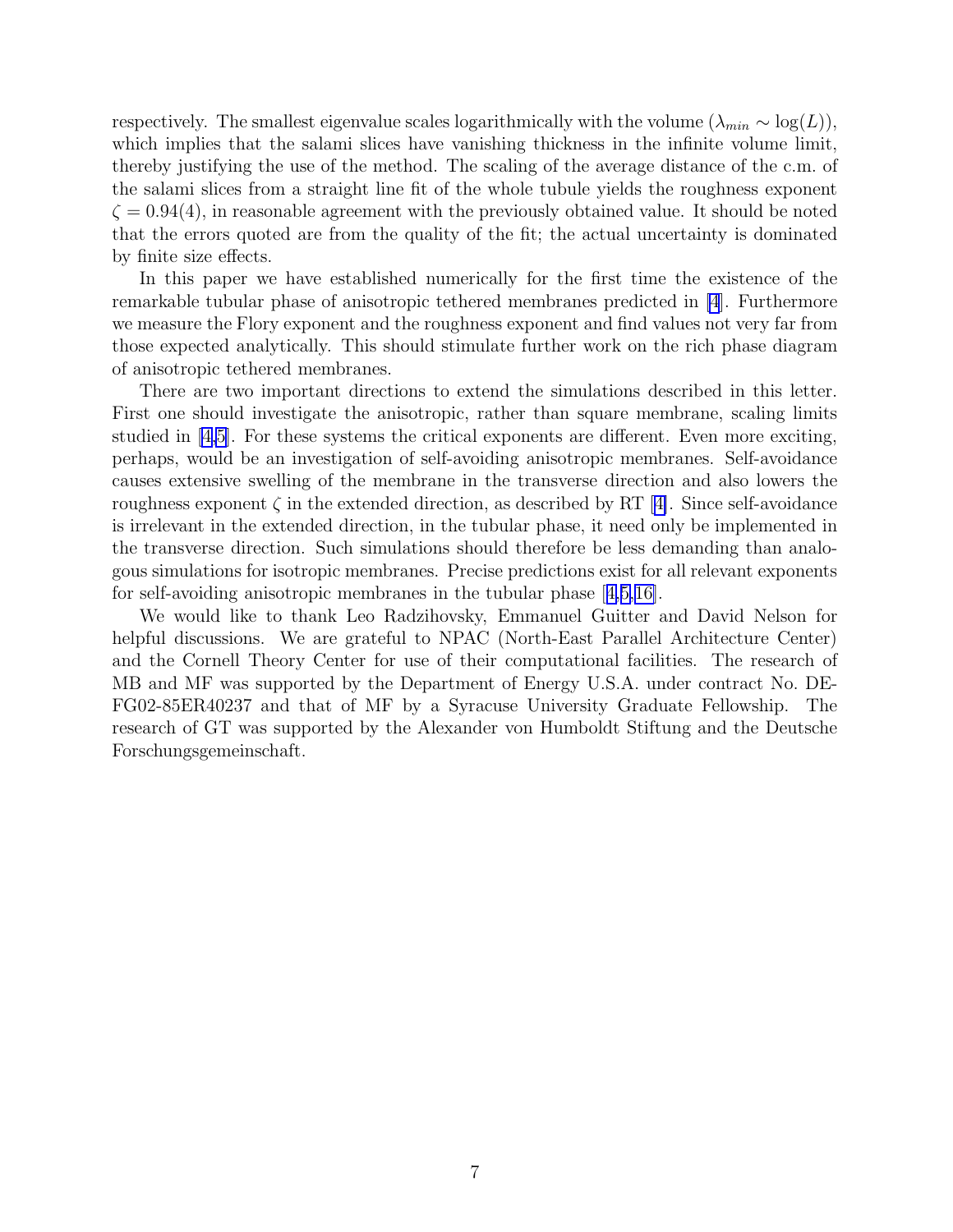respectively. The smallest eigenvalue scales logarithmically with the volume ($\lambda_{min} \sim \log(L)$), which implies that the salami slices have vanishing thickness in the infinite volume limit, thereby justifying the use of the method. The scaling of the average distance of the c.m. of the salami slices from a straight line fit of the whole tubule yields the roughness exponent $\zeta = 0.94(4)$, in reasonable agreement with the previously obtained value. It should be noted that the errors quoted are from the quality of the fit; the actual uncertainty is dominated by finite size effects.

In this paper we have established numerically for the first time the existence of the remarkable tubular phase of anisotropic tethered membranes predicted in [4]. Furthermore we measure the Flory exponent and the roughness exponent and find values not very far from those expected analytically. This should stimulate further work on the rich phase diagram of anisotropic tethered membranes.

There are two important directions to extend the simulations described in this letter. First one should investigate the anisotropic, rather than square membrane, scaling limits studied in [4,5]. For these systems the critical exponents are different. Even more exciting, perhaps, would be an investigation of self-avoiding anisotropic membranes. Self-avoidance causes extensive swelling of the membrane in the transverse direction and also lowers the roughness exponent $\zeta$ in the extended direction, as described by RT [4]. Since self-avoidance is irrelevant in the extended direction, in the tubular phase, it need only be implemented in the transverse direction. Such simulations should therefore be less demanding than analogous simulations for isotropic membranes. Precise predictions exist for all relevant exponents for self-avoiding anisotropic membranes in the tubular phase [4,5,16].

We would like to thank Leo Radzihovsky, Emmanuel Guitter and David Nelson for helpful discussions. We are grateful to NPAC (North-East Parallel Architecture Center) and the Cornell Theory Center for use of their computational facilities. The research of MB and MF was supported by the Department of Energy U.S.A. under contract No. DE-FG02-85ER40237 and that of MF by a Syracuse University Graduate Fellowship. The research of GT was supported by the Alexander von Humboldt Stiftung and the Deutsche Forschungsgemeinschaft.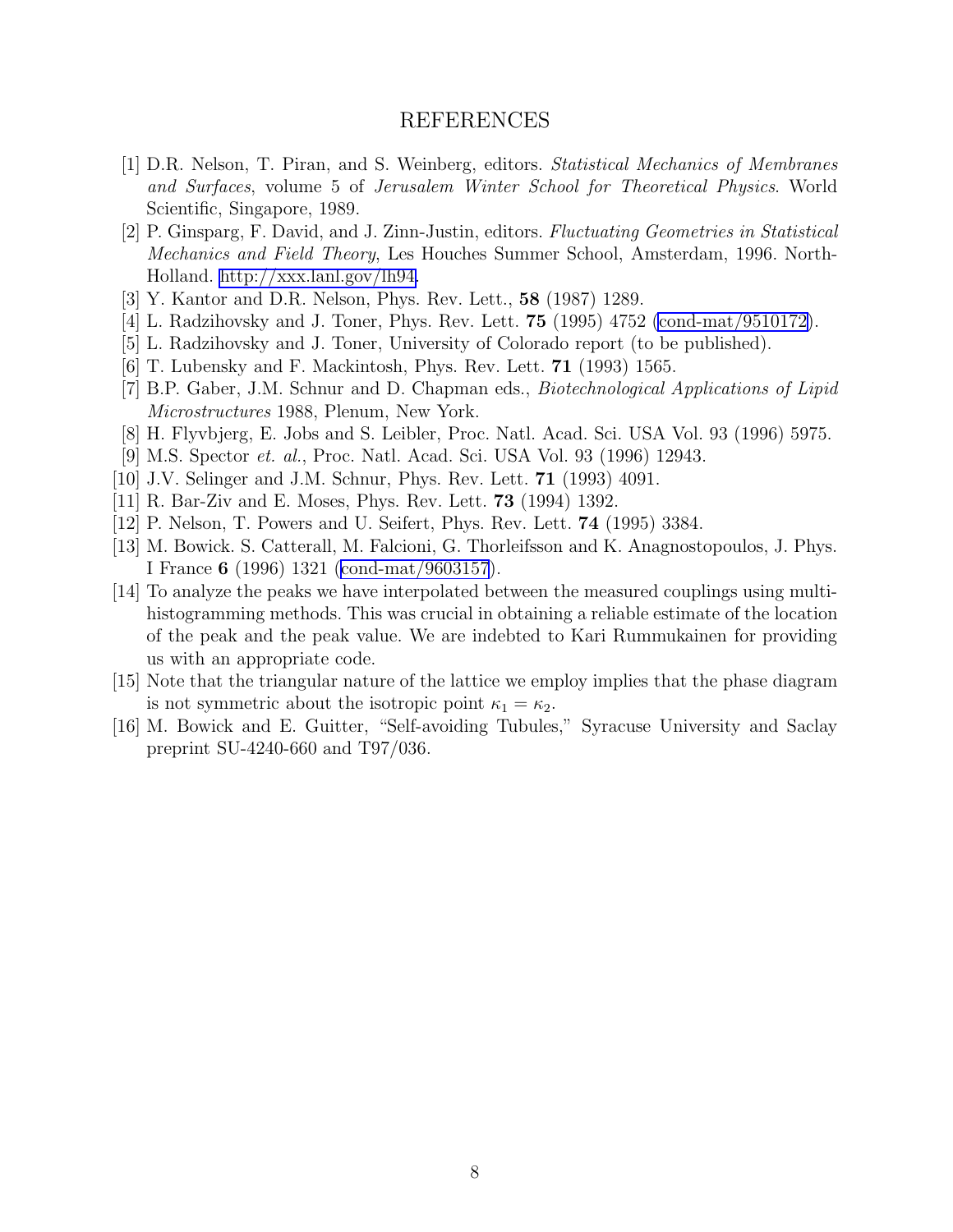# REFERENCES

[1] D.R. Nelson, T. Piran, and S. Weinberg, editors. *Statistical Mechanics of Membranes and Surfaces*, volume 5 of *Jerusalem Winter School for Theoretical Physics*. World Scientific, Singapore, 1989.

[2] P. Ginsparg, F. David, and J. Zinn-Justin, editors. *Fluctuating Geometries in Statistical Mechanics and Field Theory*, Les Houches Summer School, Amsterdam, 1996. North-Holland. http://xxx.lanl.gov/lh94.

[3] Y. Kantor and D.R. Nelson, Phys. Rev. Lett., **58** (1987) 1289.

[4] L. Radzihovsky and J. Toner, Phys. Rev. Lett. **75** (1995) 4752 (cond-mat/9510172).

[5] L. Radzihovsky and J. Toner, University of Colorado report (to be published).

[6] T. Lubensky and F. Mackintosh, Phys. Rev. Lett. **71** (1993) 1565.

[7] B.P. Gaber, J.M. Schnur and D. Chapman eds., *Biotechnological Applications of Lipid Microstructures* 1988, Plenum, New York.

[8] H. Flyvbjerg, E. Jobs and S. Leibler, Proc. Natl. Acad. Sci. USA Vol. 93 (1996) 5975.

[9] M.S. Spector *et. al.*, Proc. Natl. Acad. Sci. USA Vol. 93 (1996) 12943.

[10] J.V. Selinger and J.M. Schnur, Phys. Rev. Lett. **71** (1993) 4091.

[11] R. Bar-Ziv and E. Moses, Phys. Rev. Lett. **73** (1994) 1392.

[12] P. Nelson, T. Powers and U. Seifert, Phys. Rev. Lett. **74** (1995) 3384.

[13] M. Bowick. S. Catterall, M. Falcioni, G. Thorleifsson and K. Anagnostopoulos, J. Phys. I France **6** (1996) 1321 (cond-mat/9603157).

[14] To analyze the peaks we have interpolated between the measured couplings using multi-histogramming methods. This was crucial in obtaining a reliable estimate of the location of the peak and the peak value. We are indebted to Kari Rummukainen for providing us with an appropriate code.

[15] Note that the triangular nature of the lattice we employ implies that the phase diagram is not symmetric about the isotropic point $\kappa_1 = \kappa_2$.

[16] M. Bowick and E. Guitter, "Self-avoiding Tubules," Syracuse University and Saclay preprint SU-4240-660 and T97/036.